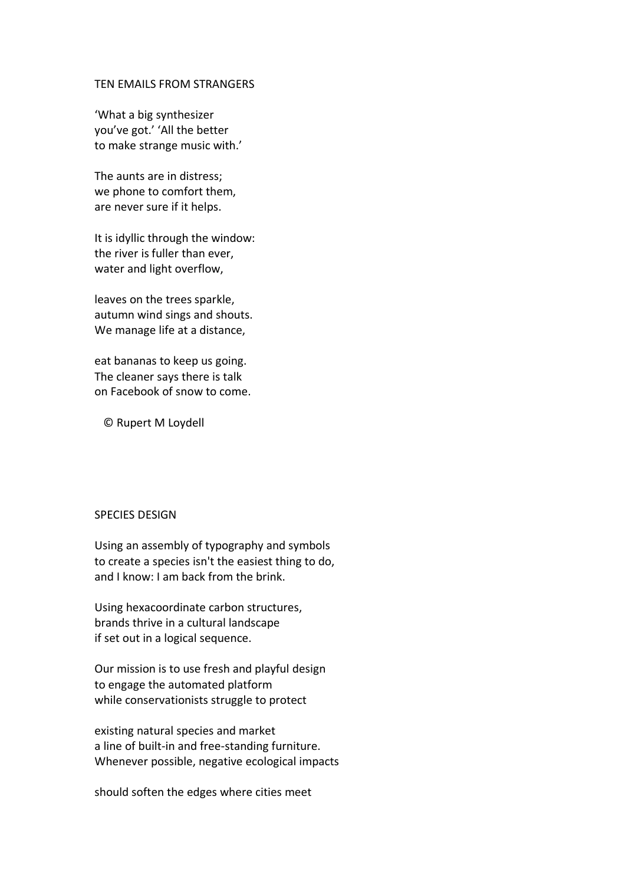## TEN EMAILS FROM STRANGERS

'What a big synthesizer
you've got.' 'All the better
to make strange music with.'

The aunts are in distress;
we phone to comfort them,
are never sure if it helps.

It is idyllic through the window:
the river is fuller than ever,
water and light overflow,

leaves on the trees sparkle,
autumn wind sings and shouts.
We manage life at a distance,

eat bananas to keep us going.
The cleaner says there is talk
on Facebook of snow to come.

© Rupert M Loydell

## SPECIES DESIGN

Using an assembly of typography and symbols
to create a species isn't the easiest thing to do,
and I know: I am back from the brink.

Using hexacoordinate carbon structures,
brands thrive in a cultural landscape
if set out in a logical sequence.

Our mission is to use fresh and playful design
to engage the automated platform
while conservationists struggle to protect

existing natural species and market
a line of built-in and free-standing furniture.
Whenever possible, negative ecological impacts

should soften the edges where cities meet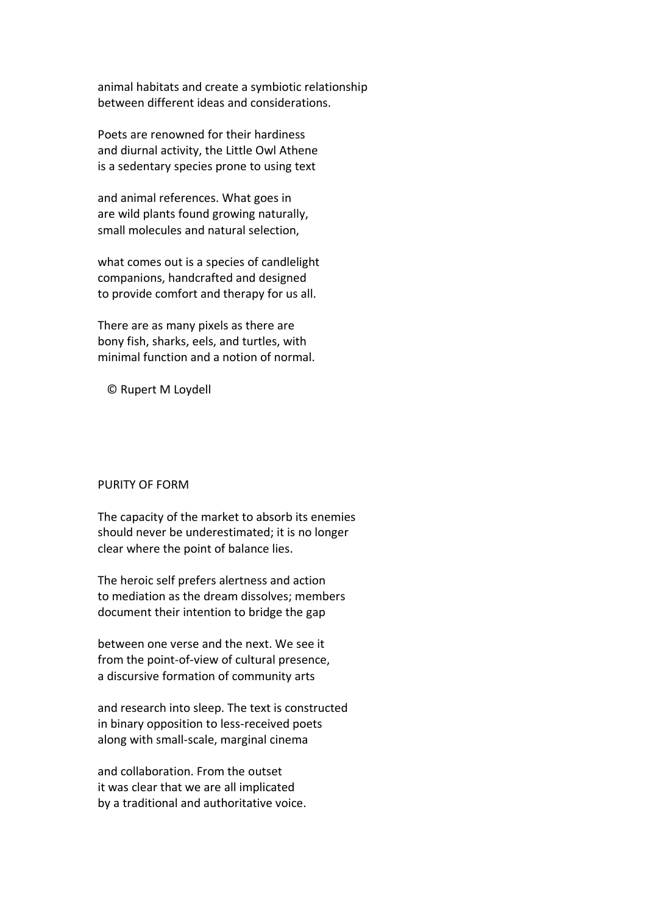animal habitats and create a symbiotic relationship
between different ideas and considerations.

Poets are renowned for their hardiness
and diurnal activity, the Little Owl Athene
is a sedentary species prone to using text

and animal references. What goes in
are wild plants found growing naturally,
small molecules and natural selection,

what comes out is a species of candlelight
companions, handcrafted and designed
to provide comfort and therapy for us all.

There are as many pixels as there are
bony fish, sharks, eels, and turtles, with
minimal function and a notion of normal.

© Rupert M Loydell

## PURITY OF FORM

The capacity of the market to absorb its enemies
should never be underestimated; it is no longer
clear where the point of balance lies.

The heroic self prefers alertness and action
to mediation as the dream dissolves; members
document their intention to bridge the gap

between one verse and the next. We see it
from the point-of-view of cultural presence,
a discursive formation of community arts

and research into sleep. The text is constructed
in binary opposition to less-received poets
along with small-scale, marginal cinema

and collaboration. From the outset
it was clear that we are all implicated
by a traditional and authoritative voice.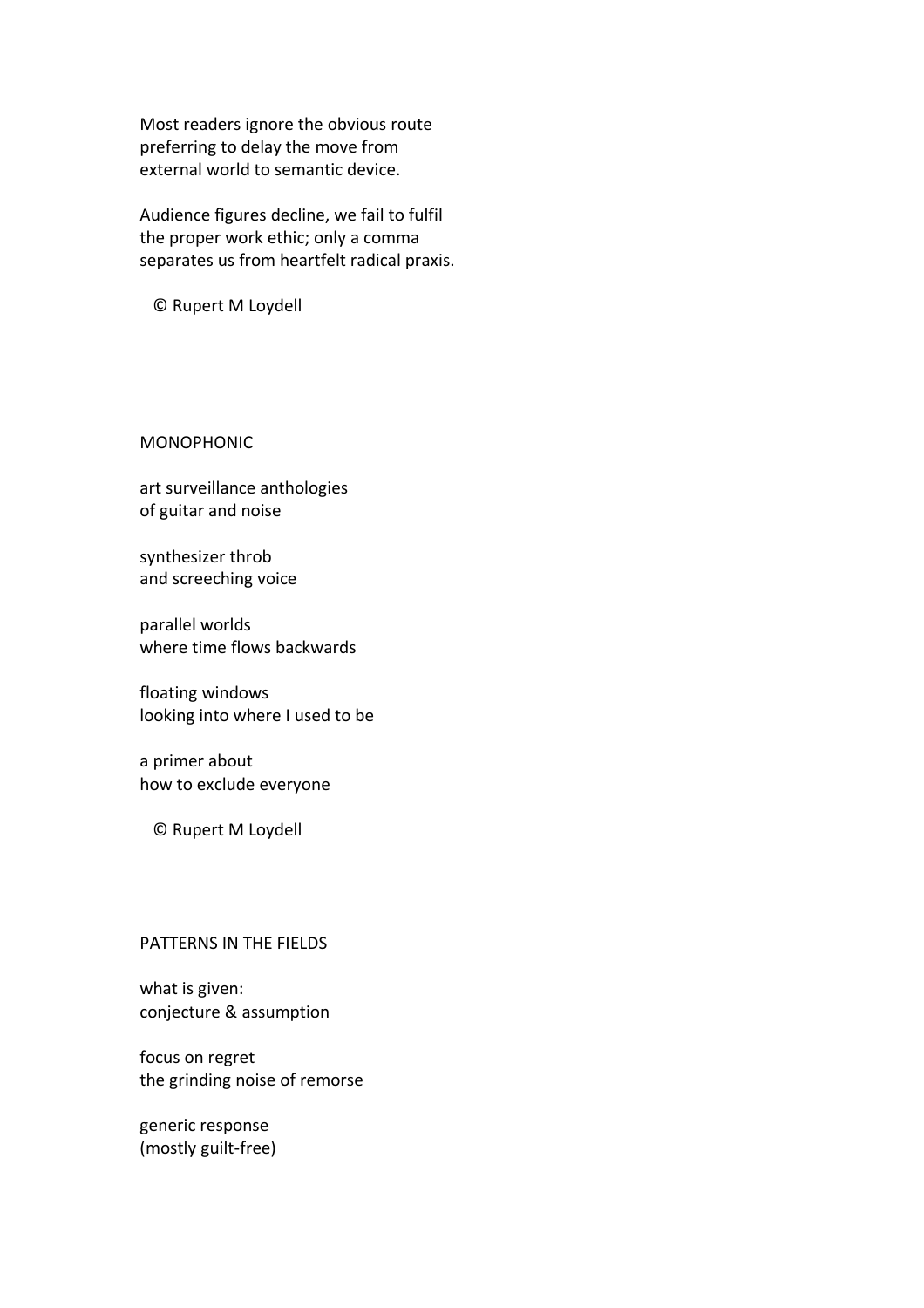Most readers ignore the obvious route
preferring to delay the move from
external world to semantic device.

Audience figures decline, we fail to fulfil
the proper work ethic; only a comma
separates us from heartfelt radical praxis.

© Rupert M Loydell

## MONOPHONIC

art surveillance anthologies
of guitar and noise

synthesizer throb
and screeching voice

parallel worlds
where time flows backwards

floating windows
looking into where I used to be

a primer about
how to exclude everyone

© Rupert M Loydell

## PATTERNS IN THE FIELDS

what is given:
conjecture & assumption

focus on regret
the grinding noise of remorse

generic response
(mostly guilt-free)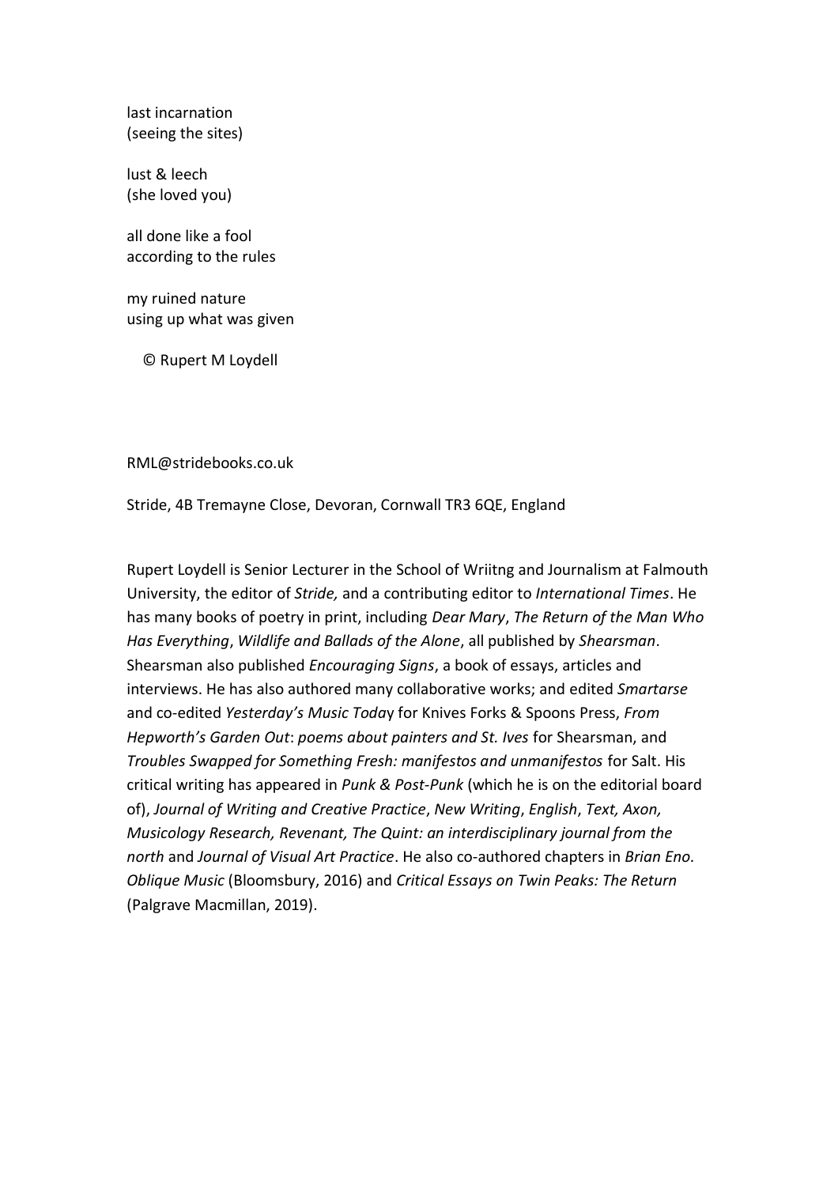last incarnation
(seeing the sites)

lust & leech
(she loved you)

all done like a fool
according to the rules

my ruined nature
using up what was given

© Rupert M Loydell

RML@stridebooks.co.uk

Stride, 4B Tremayne Close, Devoran, Cornwall TR3 6QE, England

Rupert Loydell is Senior Lecturer in the School of Wriitng and Journalism at Falmouth University, the editor of *Stride,* and a contributing editor to *International Times*. He has many books of poetry in print, including *Dear Mary*, *The Return of the Man Who Has Everything*, *Wildlife and Ballads of the Alone*, all published by *Shearsman*. Shearsman also published *Encouraging Signs*, a book of essays, articles and interviews. He has also authored many collaborative works; and edited *Smartarse* and co-edited *Yesterday's Music Today* for Knives Forks & Spoons Press, *From Hepworth's Garden Out*: *poems about painters and St. Ives* for Shearsman, and *Troubles Swapped for Something Fresh: manifestos and unmanifestos* for Salt. His critical writing has appeared in *Punk & Post-Punk* (which he is on the editorial board of), *Journal of Writing and Creative Practice*, *New Writing*, *English*, *Text, Axon, Musicology Research, Revenant, The Quint: an interdisciplinary journal from the north* and *Journal of Visual Art Practice*. He also co-authored chapters in *Brian Eno. Oblique Music* (Bloomsbury, 2016) and *Critical Essays on Twin Peaks: The Return* (Palgrave Macmillan, 2019).